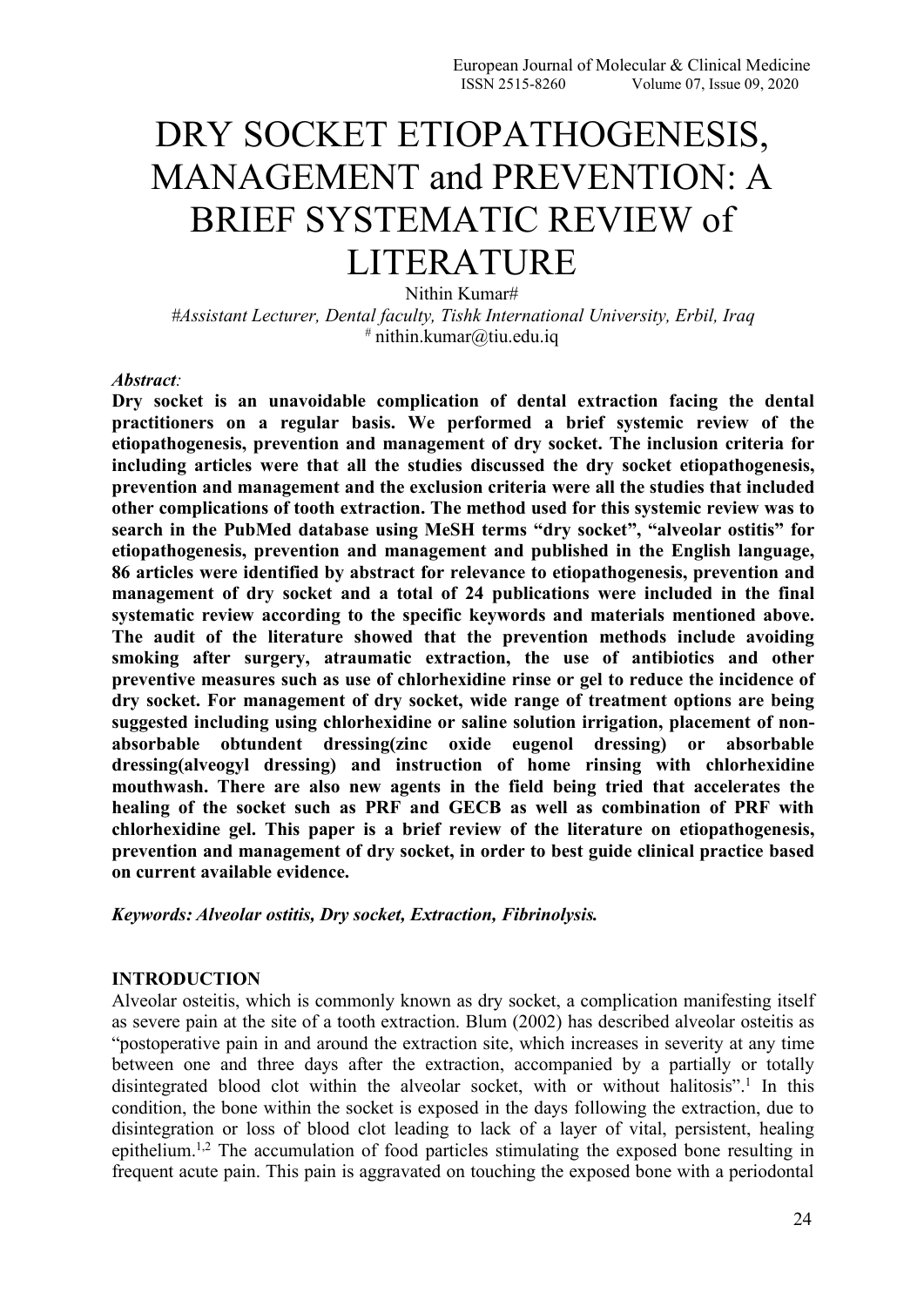# DRY SOCKET ETIOPATHOGENESIS, MANAGEMENT and PREVENTION: A BRIEF SYSTEMATIC REVIEW of LITERATURE

Nithin Kumar#

*#Assistant Lecturer, Dental faculty, Tishk International University, Erbil, Iraq*

# nithin.kumar@tiu.edu.iq

***Abstract:***

**Dry socket is an unavoidable complication of dental extraction facing the dental practitioners on a regular basis. We performed a brief systemic review of the etiopathogenesis, prevention and management of dry socket. The inclusion criteria for including articles were that all the studies discussed the dry socket etiopathogenesis, prevention and management and the exclusion criteria were all the studies that included other complications of tooth extraction. The method used for this systemic review was to search in the PubMed database using MeSH terms "dry socket", "alveolar ostitis" for etiopathogenesis, prevention and management and published in the English language, 86 articles were identified by abstract for relevance to etiopathogenesis, prevention and management of dry socket and a total of 24 publications were included in the final systematic review according to the specific keywords and materials mentioned above. The audit of the literature showed that the prevention methods include avoiding smoking after surgery, atraumatic extraction, the use of antibiotics and other preventive measures such as use of chlorhexidine rinse or gel to reduce the incidence of dry socket. For management of dry socket, wide range of treatment options are being suggested including using chlorhexidine or saline solution irrigation, placement of non-absorbable obtundent dressing(zinc oxide eugenol dressing) or absorbable dressing(alveogyl dressing) and instruction of home rinsing with chlorhexidine mouthwash. There are also new agents in the field being tried that accelerates the healing of the socket such as PRF and GECB as well as combination of PRF with chlorhexidine gel. This paper is a brief review of the literature on etiopathogenesis, prevention and management of dry socket, in order to best guide clinical practice based on current available evidence.**

***Keywords: Alveolar ostitis, Dry socket, Extraction, Fibrinolysis.***

## INTRODUCTION

Alveolar osteitis, which is commonly known as dry socket, a complication manifesting itself as severe pain at the site of a tooth extraction. Blum (2002) has described alveolar osteitis as "postoperative pain in and around the extraction site, which increases in severity at any time between one and three days after the extraction, accompanied by a partially or totally disintegrated blood clot within the alveolar socket, with or without halitosis".[1] In this condition, the bone within the socket is exposed in the days following the extraction, due to disintegration or loss of blood clot leading to lack of a layer of vital, persistent, healing epithelium.[1,2] The accumulation of food particles stimulating the exposed bone resulting in frequent acute pain. This pain is aggravated on touching the exposed bone with a periodontal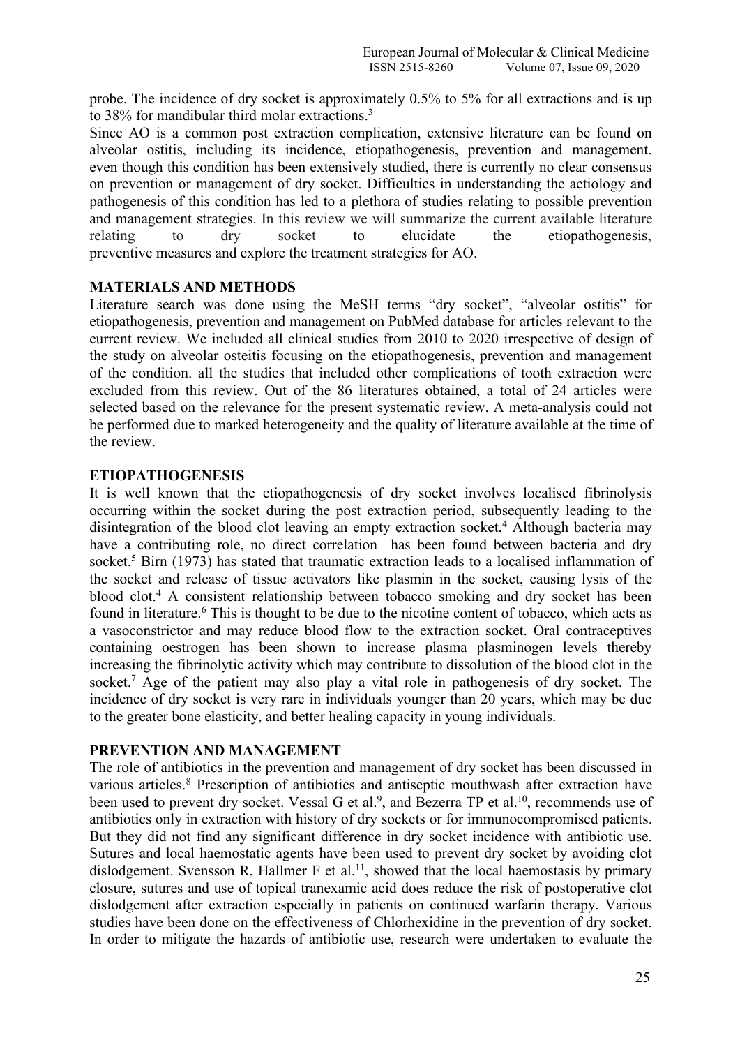probe. The incidence of dry socket is approximately 0.5% to 5% for all extractions and is up to 38% for mandibular third molar extractions.[3]

Since AO is a common post extraction complication, extensive literature can be found on alveolar ostitis, including its incidence, etiopathogenesis, prevention and management. even though this condition has been extensively studied, there is currently no clear consensus on prevention or management of dry socket. Difficulties in understanding the aetiology and pathogenesis of this condition has led to a plethora of studies relating to possible prevention and management strategies. In this review we will summarize the current available literature relating to dry socket to elucidate the etiopathogenesis, preventive measures and explore the treatment strategies for AO.

## MATERIALS AND METHODS

Literature search was done using the MeSH terms "dry socket", "alveolar ostitis" for etiopathogenesis, prevention and management on PubMed database for articles relevant to the current review. We included all clinical studies from 2010 to 2020 irrespective of design of the study on alveolar osteitis focusing on the etiopathogenesis, prevention and management of the condition. all the studies that included other complications of tooth extraction were excluded from this review. Out of the 86 literatures obtained, a total of 24 articles were selected based on the relevance for the present systematic review. A meta-analysis could not be performed due to marked heterogeneity and the quality of literature available at the time of the review.

## ETIOPATHOGENESIS

It is well known that the etiopathogenesis of dry socket involves localised fibrinolysis occurring within the socket during the post extraction period, subsequently leading to the disintegration of the blood clot leaving an empty extraction socket.[4] Although bacteria may have a contributing role, no direct correlation has been found between bacteria and dry socket.[5] Birn (1973) has stated that traumatic extraction leads to a localised inflammation of the socket and release of tissue activators like plasmin in the socket, causing lysis of the blood clot.[4] A consistent relationship between tobacco smoking and dry socket has been found in literature.[6] This is thought to be due to the nicotine content of tobacco, which acts as a vasoconstrictor and may reduce blood flow to the extraction socket. Oral contraceptives containing oestrogen has been shown to increase plasma plasminogen levels thereby increasing the fibrinolytic activity which may contribute to dissolution of the blood clot in the socket.[7] Age of the patient may also play a vital role in pathogenesis of dry socket. The incidence of dry socket is very rare in individuals younger than 20 years, which may be due to the greater bone elasticity, and better healing capacity in young individuals.

## PREVENTION AND MANAGEMENT

The role of antibiotics in the prevention and management of dry socket has been discussed in various articles.[8] Prescription of antibiotics and antiseptic mouthwash after extraction have been used to prevent dry socket. Vessal G et al.[9], and Bezerra TP et al.[10], recommends use of antibiotics only in extraction with history of dry sockets or for immunocompromised patients. But they did not find any significant difference in dry socket incidence with antibiotic use. Sutures and local haemostatic agents have been used to prevent dry socket by avoiding clot dislodgement. Svensson R, Hallmer F et al.[11], showed that the local haemostasis by primary closure, sutures and use of topical tranexamic acid does reduce the risk of postoperative clot dislodgement after extraction especially in patients on continued warfarin therapy. Various studies have been done on the effectiveness of Chlorhexidine in the prevention of dry socket. In order to mitigate the hazards of antibiotic use, research were undertaken to evaluate the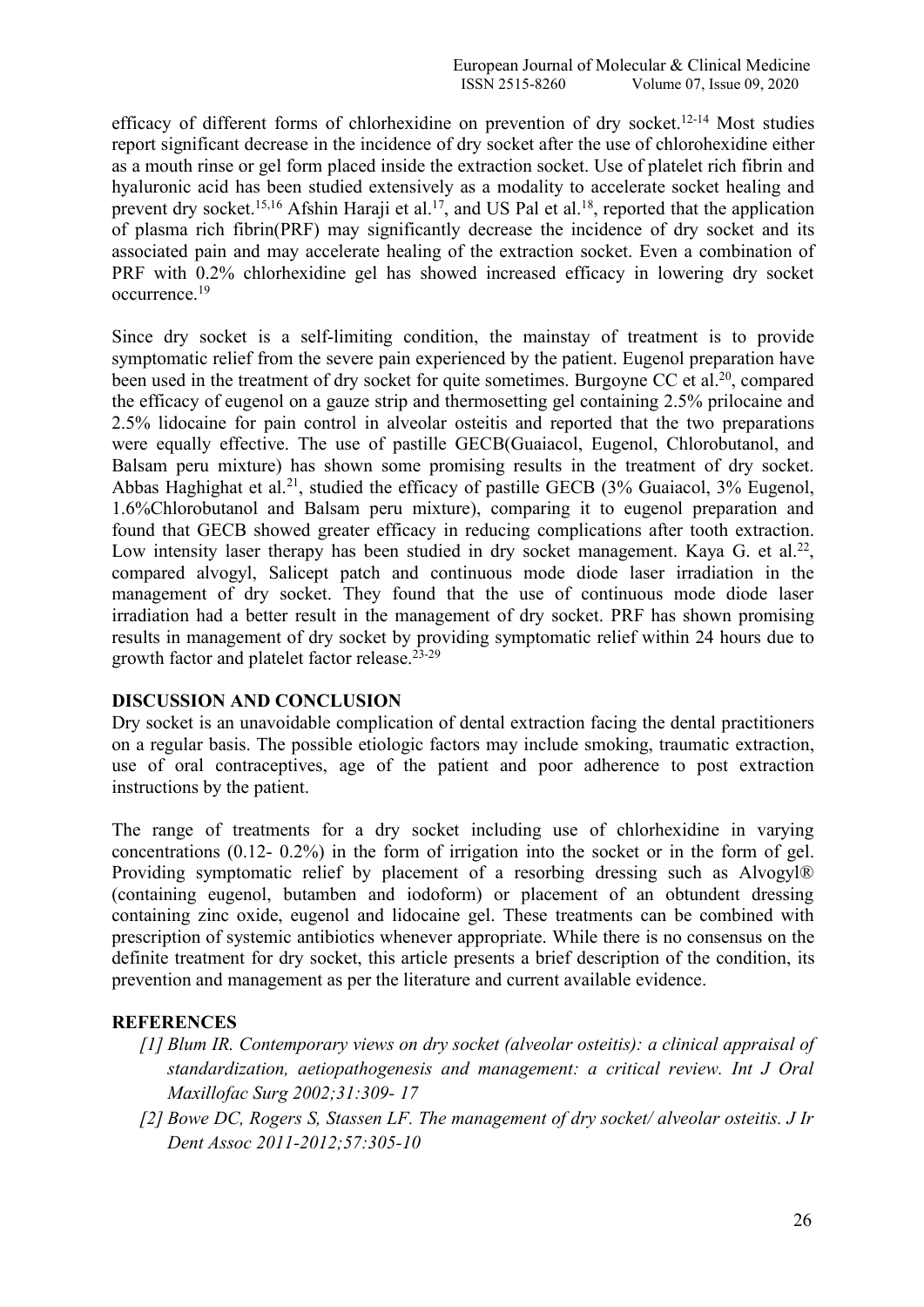efficacy of different forms of chlorhexidine on prevention of dry socket.[12-14] Most studies report significant decrease in the incidence of dry socket after the use of chlorohexidine either as a mouth rinse or gel form placed inside the extraction socket. Use of platelet rich fibrin and hyaluronic acid has been studied extensively as a modality to accelerate socket healing and prevent dry socket.[15,16] Afshin Haraji et al.[17], and US Pal et al.[18], reported that the application of plasma rich fibrin(PRF) may significantly decrease the incidence of dry socket and its associated pain and may accelerate healing of the extraction socket. Even a combination of PRF with 0.2% chlorhexidine gel has showed increased efficacy in lowering dry socket occurrence.[19]

Since dry socket is a self-limiting condition, the mainstay of treatment is to provide symptomatic relief from the severe pain experienced by the patient. Eugenol preparation have been used in the treatment of dry socket for quite sometimes. Burgoyne CC et al.[20], compared the efficacy of eugenol on a gauze strip and thermosetting gel containing 2.5% prilocaine and 2.5% lidocaine for pain control in alveolar osteitis and reported that the two preparations were equally effective. The use of pastille GECB(Guaiacol, Eugenol, Chlorobutanol, and Balsam peru mixture) has shown some promising results in the treatment of dry socket. Abbas Haghighat et al.[21], studied the efficacy of pastille GECB (3% Guaiacol, 3% Eugenol, 1.6%Chlorobutanol and Balsam peru mixture), comparing it to eugenol preparation and found that GECB showed greater efficacy in reducing complications after tooth extraction. Low intensity laser therapy has been studied in dry socket management. Kaya G. et al.[22], compared alvogyl, Salicept patch and continuous mode diode laser irradiation in the management of dry socket. They found that the use of continuous mode diode laser irradiation had a better result in the management of dry socket. PRF has shown promising results in management of dry socket by providing symptomatic relief within 24 hours due to growth factor and platelet factor release.[23-29]

## DISCUSSION AND CONCLUSION

Dry socket is an unavoidable complication of dental extraction facing the dental practitioners on a regular basis. The possible etiologic factors may include smoking, traumatic extraction, use of oral contraceptives, age of the patient and poor adherence to post extraction instructions by the patient.

The range of treatments for a dry socket including use of chlorhexidine in varying concentrations (0.12- 0.2%) in the form of irrigation into the socket or in the form of gel. Providing symptomatic relief by placement of a resorbing dressing such as Alvogyl® (containing eugenol, butamben and iodoform) or placement of an obtundent dressing containing zinc oxide, eugenol and lidocaine gel. These treatments can be combined with prescription of systemic antibiotics whenever appropriate. While there is no consensus on the definite treatment for dry socket, this article presents a brief description of the condition, its prevention and management as per the literature and current available evidence.

## REFERENCES

*[1] Blum IR. Contemporary views on dry socket (alveolar osteitis): a clinical appraisal of standardization, aetiopathogenesis and management: a critical review. Int J Oral Maxillofac Surg 2002;31:309- 17*

*[2] Bowe DC, Rogers S, Stassen LF. The management of dry socket/ alveolar osteitis. J Ir Dent Assoc 2011-2012;57:305-10*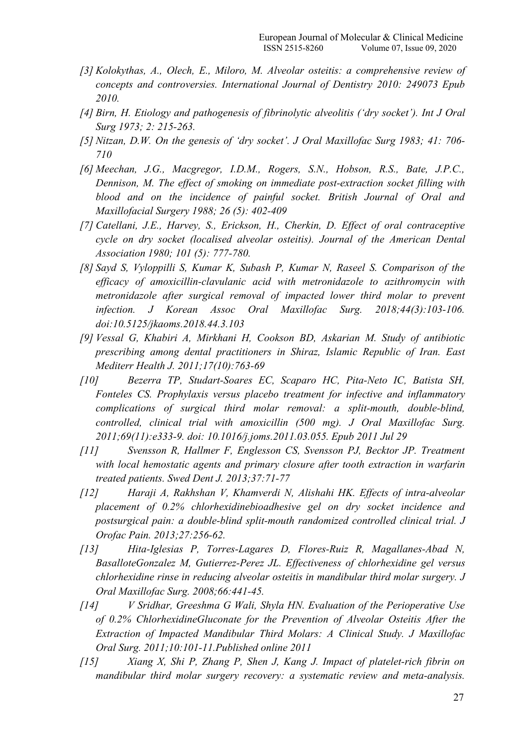[3] *Kolokythas, A., Olech, E., Miloro, M. Alveolar osteitis: a comprehensive review of concepts and controversies. International Journal of Dentistry 2010: 249073 Epub 2010.*

[4] *Birn, H. Etiology and pathogenesis of fibrinolytic alveolitis ('dry socket'). Int J Oral Surg 1973; 2: 215-263.*

[5] *Nitzan, D.W. On the genesis of 'dry socket'. J Oral Maxillofac Surg 1983; 41: 706-710*

[6] *Meechan, J.G., Macgregor, I.D.M., Rogers, S.N., Hobson, R.S., Bate, J.P.C., Dennison, M. The effect of smoking on immediate post-extraction socket filling with blood and on the incidence of painful socket. British Journal of Oral and Maxillofacial Surgery 1988; 26 (5): 402-409*

[7] *Catellani, J.E., Harvey, S., Erickson, H., Cherkin, D. Effect of oral contraceptive cycle on dry socket (localised alveolar osteitis). Journal of the American Dental Association 1980; 101 (5): 777-780.*

[8] *Sayd S, Vyloppilli S, Kumar K, Subash P, Kumar N, Raseel S. Comparison of the efficacy of amoxicillin-clavulanic acid with metronidazole to azithromycin with metronidazole after surgical removal of impacted lower third molar to prevent infection. J Korean Assoc Oral Maxillofac Surg. 2018;44(3):103-106. doi:10.5125/jkaoms.2018.44.3.103*

[9] *Vessal G, Khabiri A, Mirkhani H, Cookson BD, Askarian M. Study of antibiotic prescribing among dental practitioners in Shiraz, Islamic Republic of Iran. East Mediterr Health J. 2011;17(10):763-69*

[10] *Bezerra TP, Studart-Soares EC, Scaparo HC, Pita-Neto IC, Batista SH, Fonteles CS. Prophylaxis versus placebo treatment for infective and inflammatory complications of surgical third molar removal: a split-mouth, double-blind, controlled, clinical trial with amoxicillin (500 mg). J Oral Maxillofac Surg. 2011;69(11):e333-9. doi: 10.1016/j.joms.2011.03.055. Epub 2011 Jul 29*

[11] *Svensson R, Hallmer F, Englesson CS, Svensson PJ, Becktor JP. Treatment with local hemostatic agents and primary closure after tooth extraction in warfarin treated patients. Swed Dent J. 2013;37:71-77*

[12] *Haraji A, Rakhshan V, Khamverdi N, Alishahi HK. Effects of intra-alveolar placement of 0.2% chlorhexidinebioadhesive gel on dry socket incidence and postsurgical pain: a double-blind split-mouth randomized controlled clinical trial. J Orofac Pain. 2013;27:256-62.*

[13] *Hita-Iglesias P, Torres-Lagares D, Flores-Ruiz R, Magallanes-Abad N, BasalloteGonzalez M, Gutierrez-Perez JL. Effectiveness of chlorhexidine gel versus chlorhexidine rinse in reducing alveolar osteitis in mandibular third molar surgery. J Oral Maxillofac Surg. 2008;66:441-45.*

[14] *V Sridhar, Greeshma G Wali, Shyla HN. Evaluation of the Perioperative Use of 0.2% ChlorhexidineGluconate for the Prevention of Alveolar Osteitis After the Extraction of Impacted Mandibular Third Molars: A Clinical Study. J Maxillofac Oral Surg. 2011;10:101-11.Published online 2011*

[15] *Xiang X, Shi P, Zhang P, Shen J, Kang J. Impact of platelet-rich fibrin on mandibular third molar surgery recovery: a systematic review and meta-analysis.*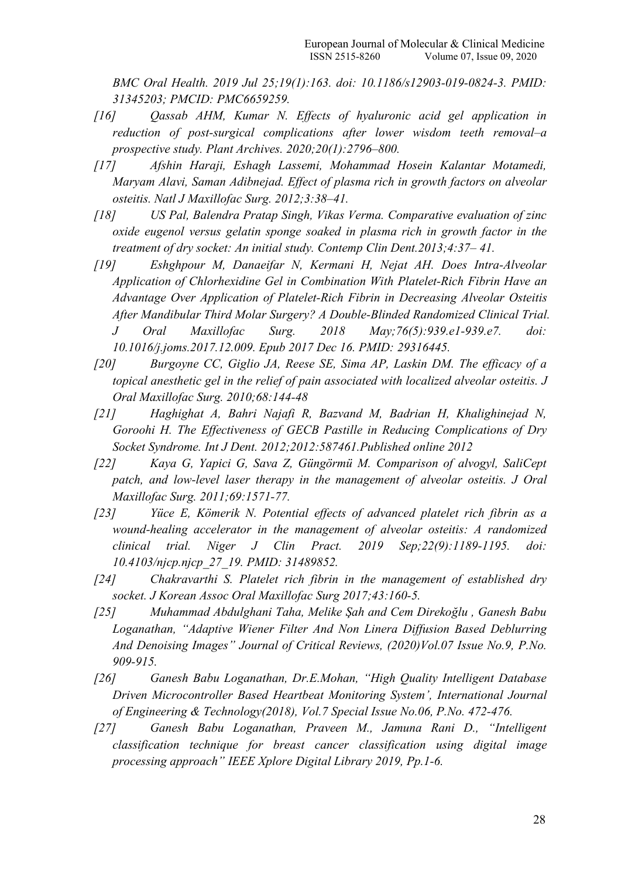*BMC Oral Health. 2019 Jul 25;19(1):163. doi: 10.1186/s12903-019-0824-3. PMID: 31345203; PMCID: PMC6659259.*

*[16] Qassab AHM, Kumar N. Effects of hyaluronic acid gel application in reduction of post-surgical complications after lower wisdom teeth removal–a prospective study. Plant Archives. 2020;20(1):2796–800.*

*[17] Afshin Haraji, Eshagh Lassemi, Mohammad Hosein Kalantar Motamedi, Maryam Alavi, Saman Adibnejad. Effect of plasma rich in growth factors on alveolar osteitis. Natl J Maxillofac Surg. 2012;3:38–41.*

*[18] US Pal, Balendra Pratap Singh, Vikas Verma. Comparative evaluation of zinc oxide eugenol versus gelatin sponge soaked in plasma rich in growth factor in the treatment of dry socket: An initial study. Contemp Clin Dent.2013;4:37– 41.*

*[19] Eshghpour M, Danaeifar N, Kermani H, Nejat AH. Does Intra-Alveolar Application of Chlorhexidine Gel in Combination With Platelet-Rich Fibrin Have an Advantage Over Application of Platelet-Rich Fibrin in Decreasing Alveolar Osteitis After Mandibular Third Molar Surgery? A Double-Blinded Randomized Clinical Trial. J Oral Maxillofac Surg. 2018 May;76(5):939.e1-939.e7. doi: 10.1016/j.joms.2017.12.009. Epub 2017 Dec 16. PMID: 29316445.*

*[20] Burgoyne CC, Giglio JA, Reese SE, Sima AP, Laskin DM. The efficacy of a topical anesthetic gel in the relief of pain associated with localized alveolar osteitis. J Oral Maxillofac Surg. 2010;68:144-48*

*[21] Haghighat A, Bahri Najafi R, Bazvand M, Badrian H, Khalighinejad N, Goroohi H. The Effectiveness of GECB Pastille in Reducing Complications of Dry Socket Syndrome. Int J Dent. 2012;2012:587461.Published online 2012*

*[22] Kaya G, Yapici G, Sava Z, Güngörmü M. Comparison of alvogyl, SaliCept patch, and low-level laser therapy in the management of alveolar osteitis. J Oral Maxillofac Surg. 2011;69:1571-77.*

*[23] Yüce E, Kömerik N. Potential effects of advanced platelet rich fibrin as a wound-healing accelerator in the management of alveolar osteitis: A randomized clinical trial. Niger J Clin Pract. 2019 Sep;22(9):1189-1195. doi: 10.4103/njcp.njcp_27_19. PMID: 31489852.*

*[24] Chakravarthi S. Platelet rich fibrin in the management of established dry socket. J Korean Assoc Oral Maxillofac Surg 2017;43:160-5.*

*[25] Muhammad Abdulghani Taha, Melike Şah and Cem Direkoğlu , Ganesh Babu Loganathan, "Adaptive Wiener Filter And Non Linera Diffusion Based Deblurring And Denoising Images" Journal of Critical Reviews, (2020)Vol.07 Issue No.9, P.No. 909-915.*

*[26] Ganesh Babu Loganathan, Dr.E.Mohan, "High Quality Intelligent Database Driven Microcontroller Based Heartbeat Monitoring System', International Journal of Engineering & Technology(2018), Vol.7 Special Issue No.06, P.No. 472-476.*

*[27] Ganesh Babu Loganathan, Praveen M., Jamuna Rani D., "Intelligent classification technique for breast cancer classification using digital image processing approach" IEEE Xplore Digital Library 2019, Pp.1-6.*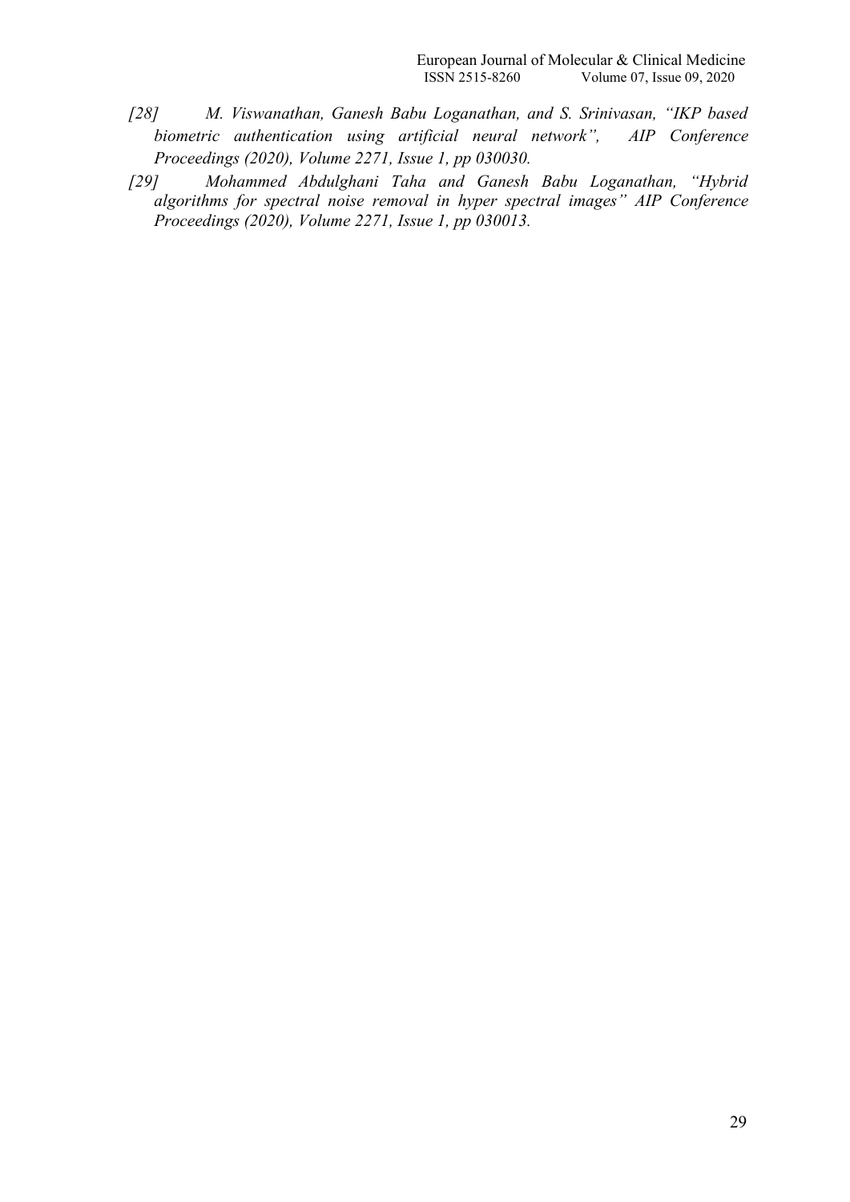*[28] M. Viswanathan, Ganesh Babu Loganathan, and S. Srinivasan, “IKP based biometric authentication using artificial neural network”, AIP Conference Proceedings (2020), Volume 2271, Issue 1, pp 030030.*

*[29] Mohammed Abdulghani Taha and Ganesh Babu Loganathan, “Hybrid algorithms for spectral noise removal in hyper spectral images” AIP Conference Proceedings (2020), Volume 2271, Issue 1, pp 030013.*